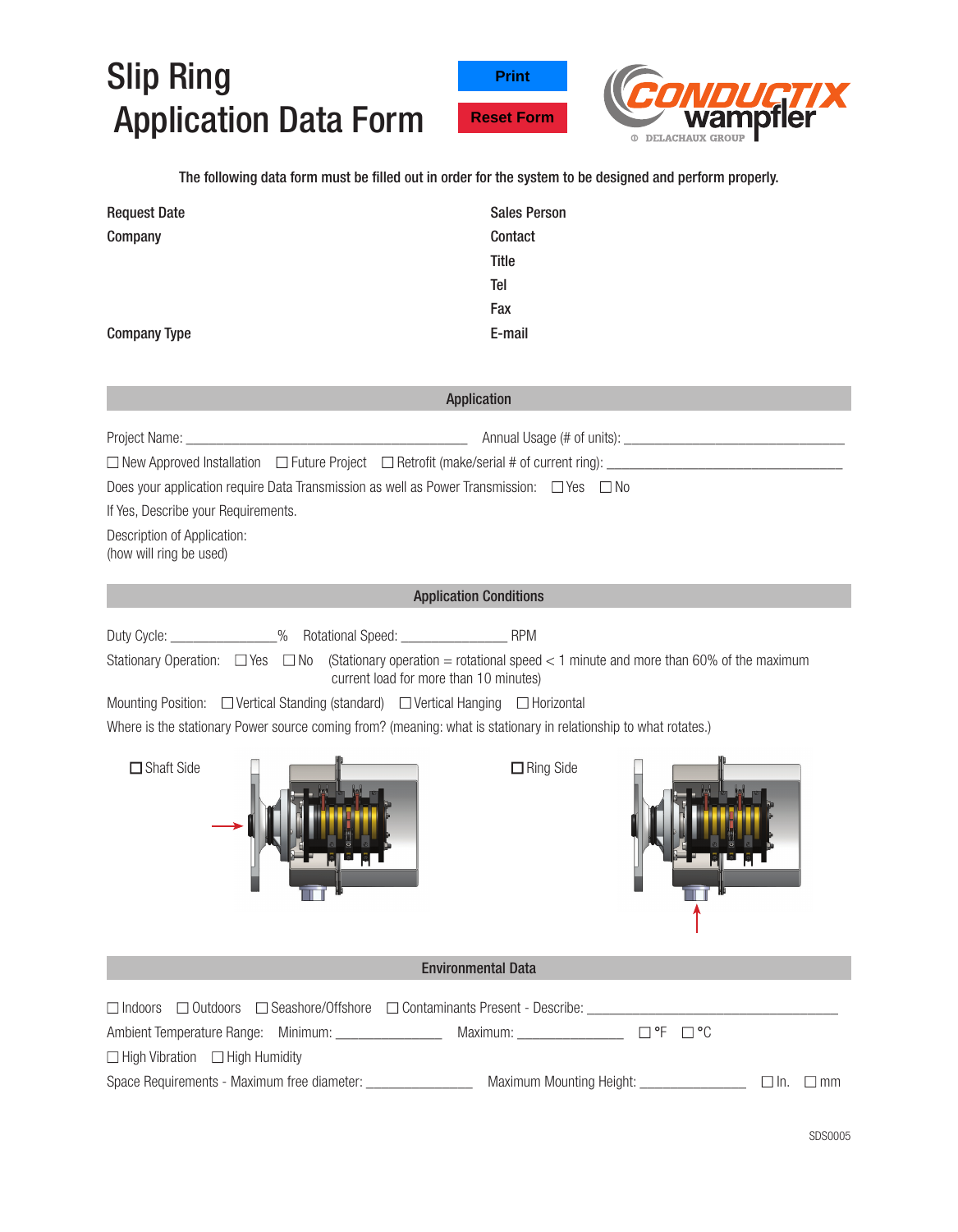# Slip Ring Application Data Form

Print

Reset Form

The following data form must be filled out in order for the system to be designed and perform properly.

**Request Date**

**Company**

**Company Type**

**Sales Person**

**Contact**

**Title**

**Tel**

**Fax**

**E-mail**

## Application

Project Name: ________________________________________ Annual Usage (# of units): _______________________________

☐ New Approved Installation ☐ Future Project ☐ Retrofit (make/serial # of current ring): _________________________________

Does your application require Data Transmission as well as Power Transmission: ☐ Yes ☐ No

If Yes, Describe your Requirements.

Description of Application:
(how will ring be used)

## Application Conditions

Duty Cycle: _______________% Rotational Speed: _______________ RPM

Stationary Operation: ☐ Yes ☐ No (Stationary operation = rotational speed < 1 minute and more than 60% of the maximum current load for more than 10 minutes)

Mounting Position: ☐ Vertical Standing (standard) ☐ Vertical Hanging ☐ Horizontal

Where is the stationary Power source coming from? (meaning: what is stationary in relationship to what rotates.)

☐ Shaft Side

☐ Ring Side

## Environmental Data

☐ Indoors ☐ Outdoors ☐ Seashore/Offshore ☐ Contaminants Present - Describe: ____________________________________

Ambient Temperature Range: Minimum: _______________ Maximum: _______________ ☐ °F ☐ °C

☐ High Vibration ☐ High Humidity

Space Requirements - Maximum free diameter: _______________ Maximum Mounting Height: _______________ ☐ In. ☐ mm

SDS0005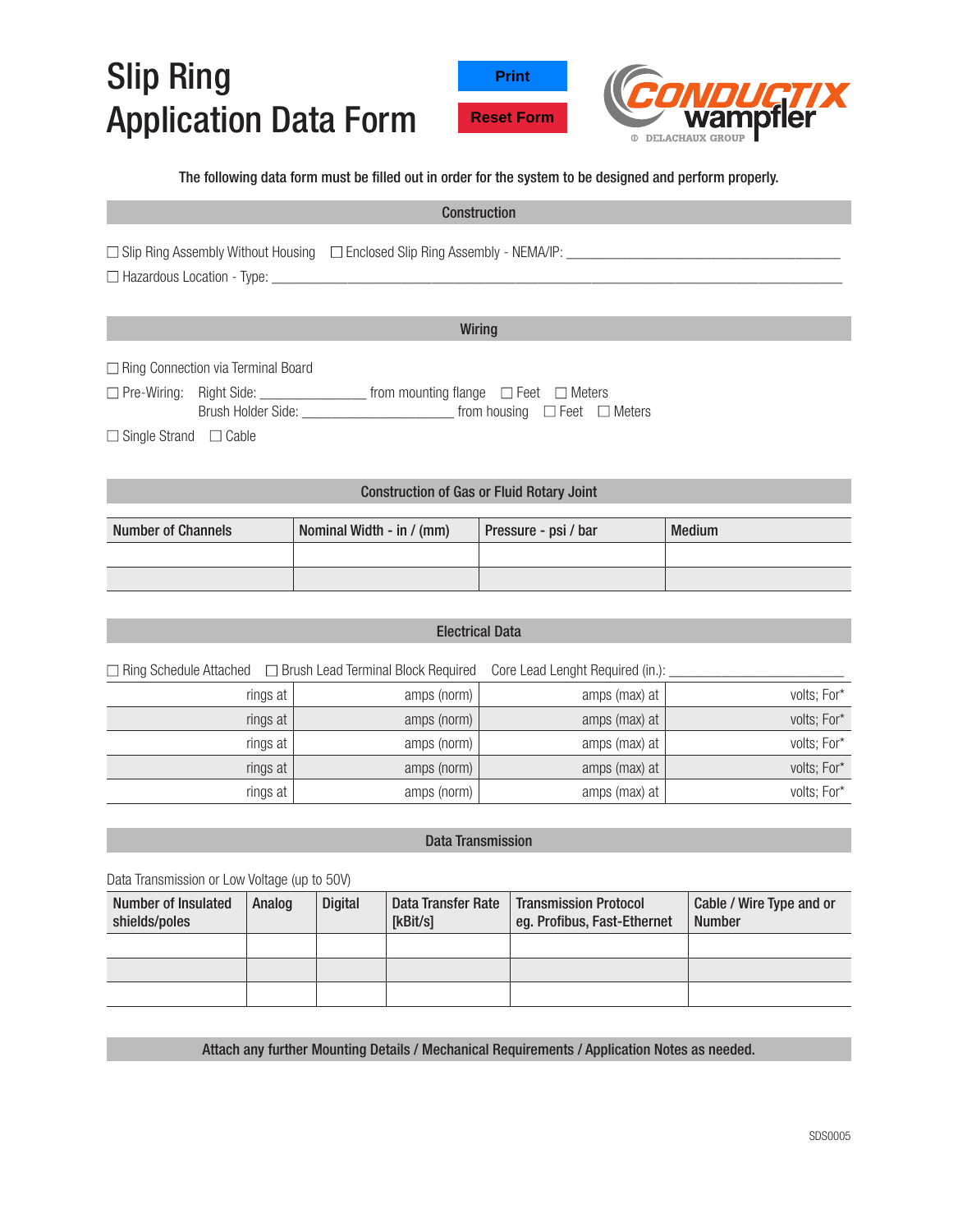# Slip Ring Application Data Form

Print

Reset Form

The following data form must be filled out in order for the system to be designed and perform properly.

## Construction

☐ Slip Ring Assembly Without Housing ☐ Enclosed Slip Ring Assembly - NEMA/IP: ___________________________________

☐ Hazardous Location - Type: ____________________________________________________________________

## Wiring

☐ Ring Connection via Terminal Board

☐ Pre-Wiring: Right Side: ______________ from mounting flange ☐ Feet ☐ Meters
Brush Holder Side: ___________________ from housing ☐ Feet ☐ Meters

☐ Single Strand ☐ Cable

## Construction of Gas or Fluid Rotary Joint

| Number of Channels | Nominal Width - in / (mm) | Pressure - psi / bar | Medium |
|---|---|---|---|
| | | | |
| | | | |

## Electrical Data

☐ Ring Schedule Attached ☐ Brush Lead Terminal Block Required Core Lead Lenght Required (in.): _____________________

| | | | |
|---|---|---|---|
| rings at | amps (norm) | amps (max) at | volts; For* |
| rings at | amps (norm) | amps (max) at | volts; For* |
| rings at | amps (norm) | amps (max) at | volts; For* |
| rings at | amps (norm) | amps (max) at | volts; For* |
| rings at | amps (norm) | amps (max) at | volts; For* |

## Data Transmission

Data Transmission or Low Voltage (up to 50V)

| Number of Insulated shields/poles | Analog | Digital | Data Transfer Rate [kBit/s] | Transmission Protocol eg. Profibus, Fast-Ethernet | Cable / Wire Type and or Number |
|---|---|---|---|---|---|
| | | | | | |
| | | | | | |
| | | | | | |

**Attach any further Mounting Details / Mechanical Requirements / Application Notes as needed.**

SDS0005